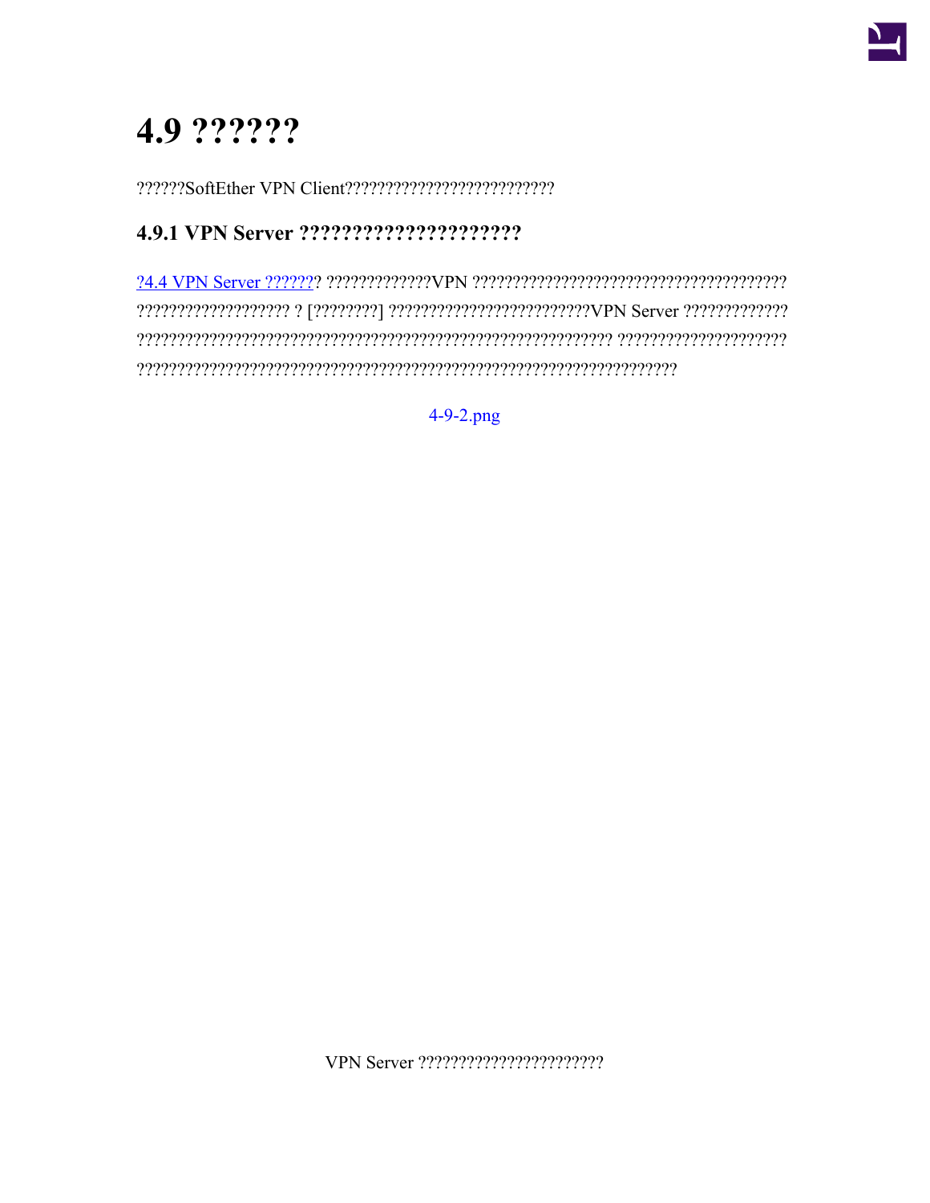# 4.9 ??????

??????SoftEther VPN Client??????????????????????????

### 4.9.1 VPN Server ?????????????????????

?4.4 VPN Server ??????? ?????????????VPN ?????????????????????????????????????????????????????????????? ? [????????] ?????????????????????????VPN Server ??????????????????????????????????????????????????????????????????????? ?????????????????????????????????????????????????????????????????????????????????????????

4-9-2.png

VPN Server ???????????????????????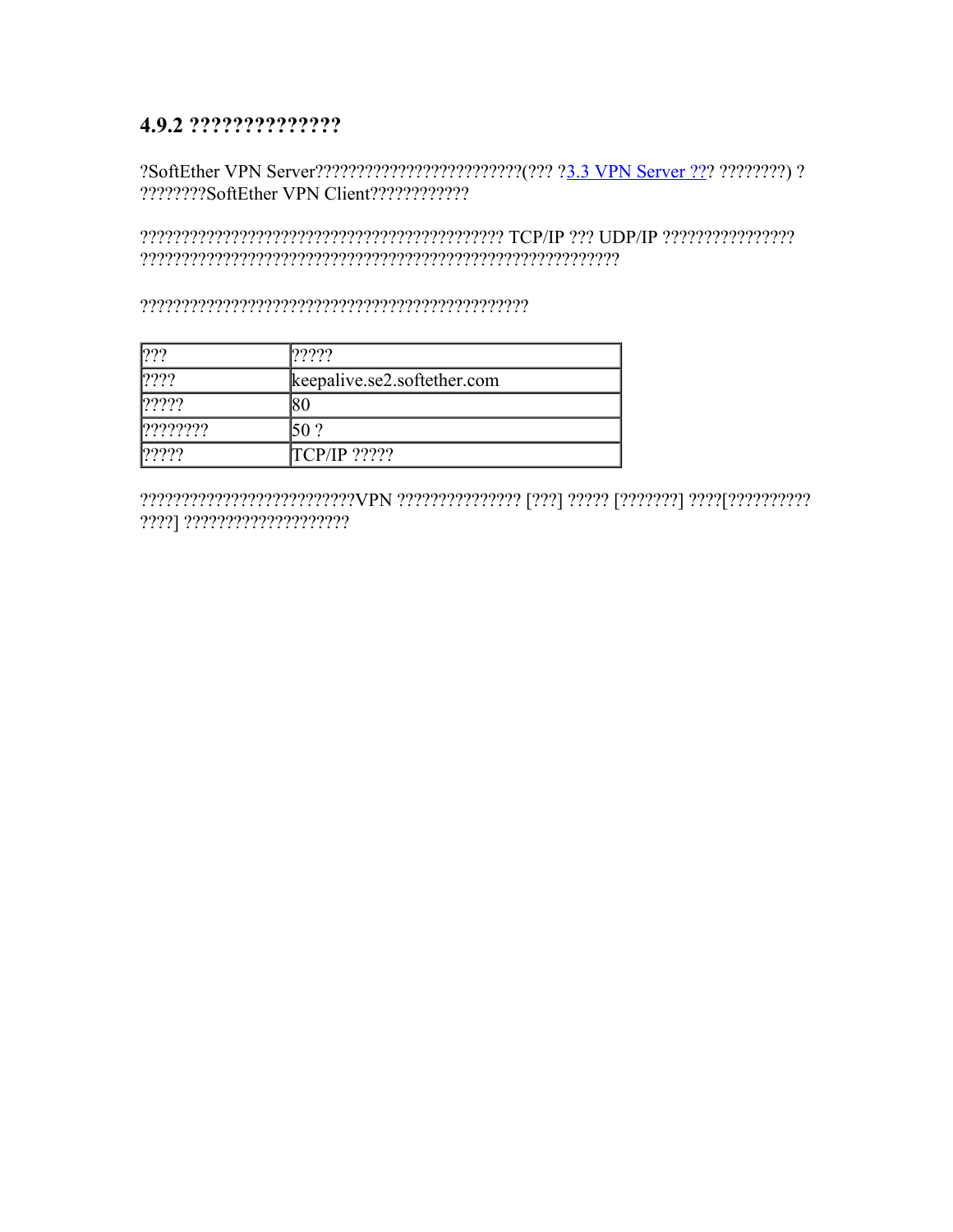### 4.9.2 ??????????????

?SoftEther VPN Server??????????????????????????(??? ?3.3 VPN Server ??? ????????) ? ????????SoftEther VPN Client????????????

??????????????????????????????????????????? TCP/IP ??? UDP/IP ???????????????? ?????????????????????????????????????????????????????????

??????????????????????????????????????????????

| ??? | ????? |
| --- | --- |
| ???? | keepalive.se2.softether.com |
| ????? | 80 |
| ???????? | 50 ? |
| ????? | TCP/IP ????? |

?????????????????????????VPN ??????????????? [???] ????? [???????] ????[?????????? ????] ???????????????????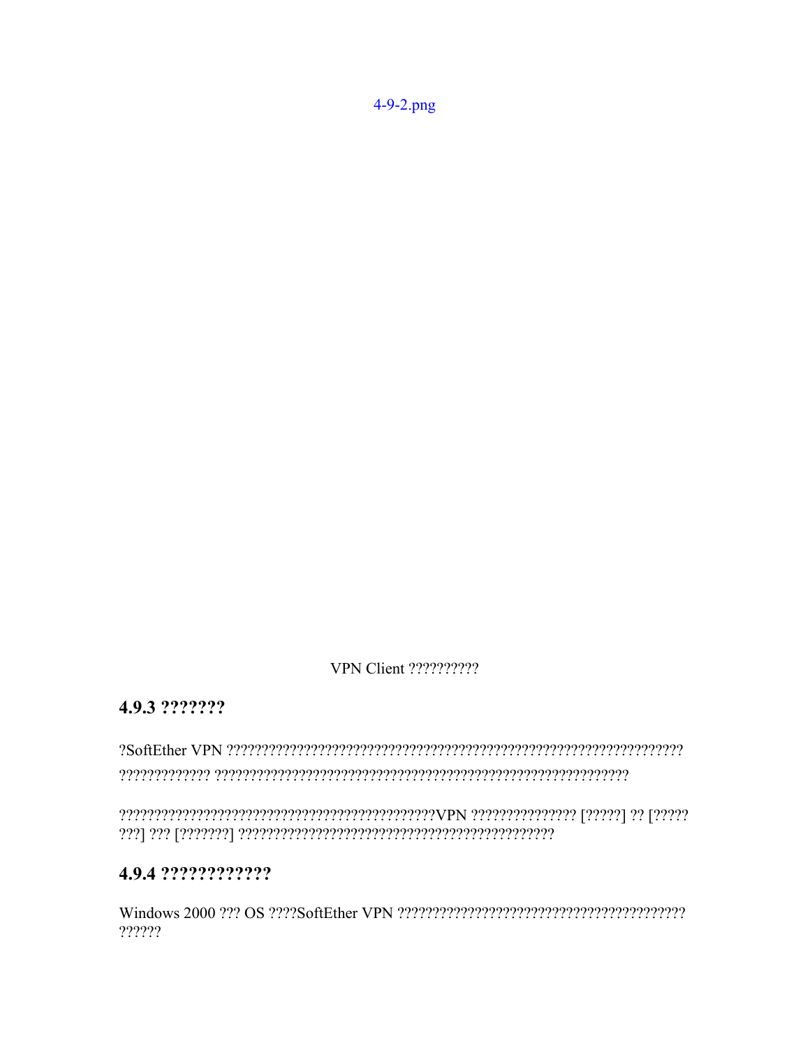4-9-2.png

VPN Client ??????????

### 4.9.3 ???????

?SoftEther VPN ???????????????????????????????????????????????????????????????? ????????????? ???????????????????????????????????????????????????????????

?????????????????????????????????????????????VPN ??????????????? [??????] ?? [????? ???] ??? [???????] ?????????????????????????????????????????????

### 4.9.4 ????????????

Windows 2000 ??? OS ????SoftEther VPN ????????????????????????????????????????? ??????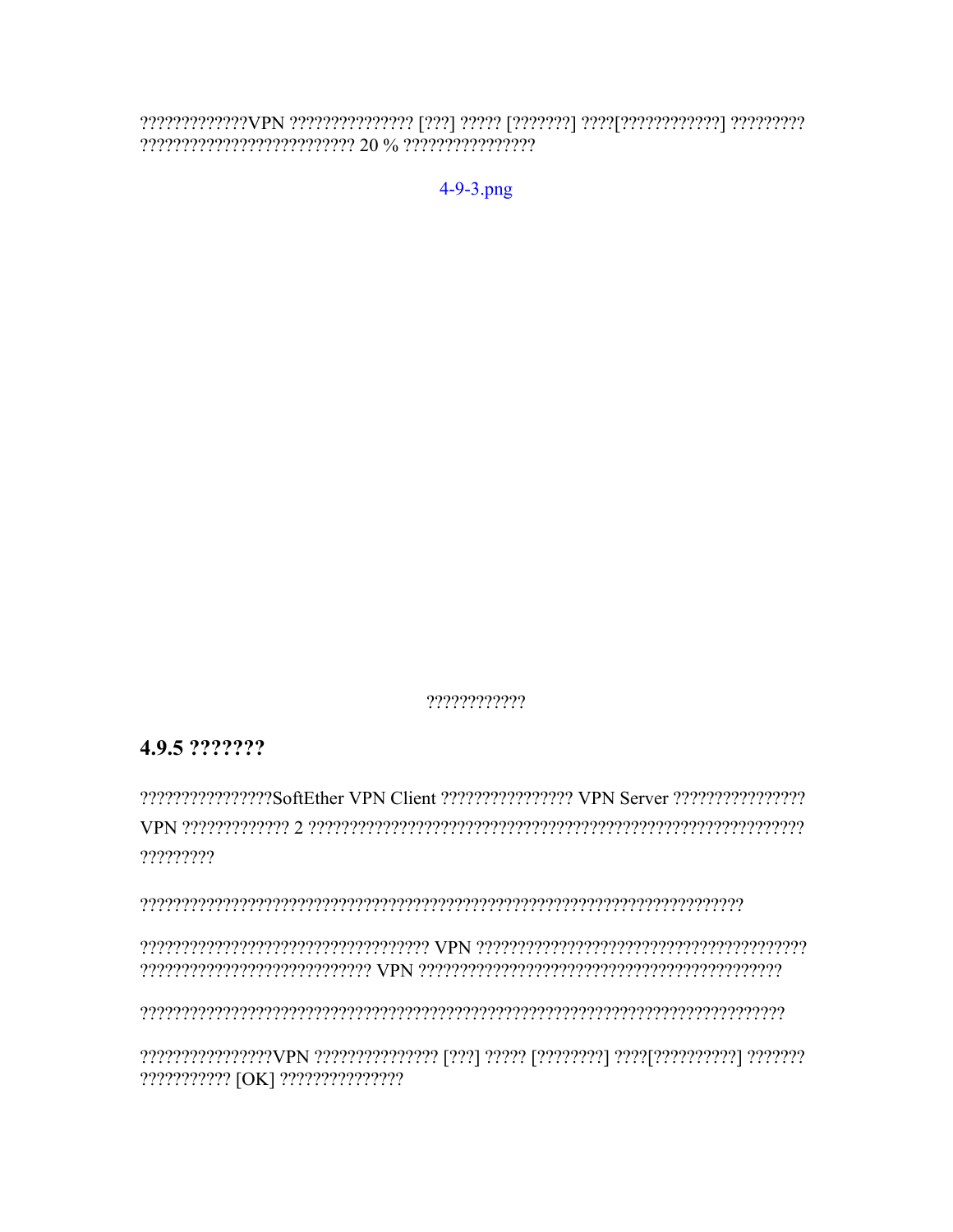?????????????VPN ??????????????? [???] ????? [???????] ????[????????????] ?????????
?????????????????????????? 20 % ???????????????

4-9-3.png

????????????

## 4.9.5 ???????

????????????????SoftEther VPN Client ???????????????? VPN Server ????????????????
VPN ????????????? 2 ????????????????????????????????????????????????????????????
?????????

?????????????????????????????????????????????????????????????????????????

???????????????????????????????????? VPN ?????????????????????????????????????????
???????????????????????????? VPN ????????????????????????????????????????????

?????????????????????????????????????????????????????????????????????????????????

????????????????VPN ??????????????? [???] ????? [????????] ????[???????????] ???????
??????????? [OK] ???????????????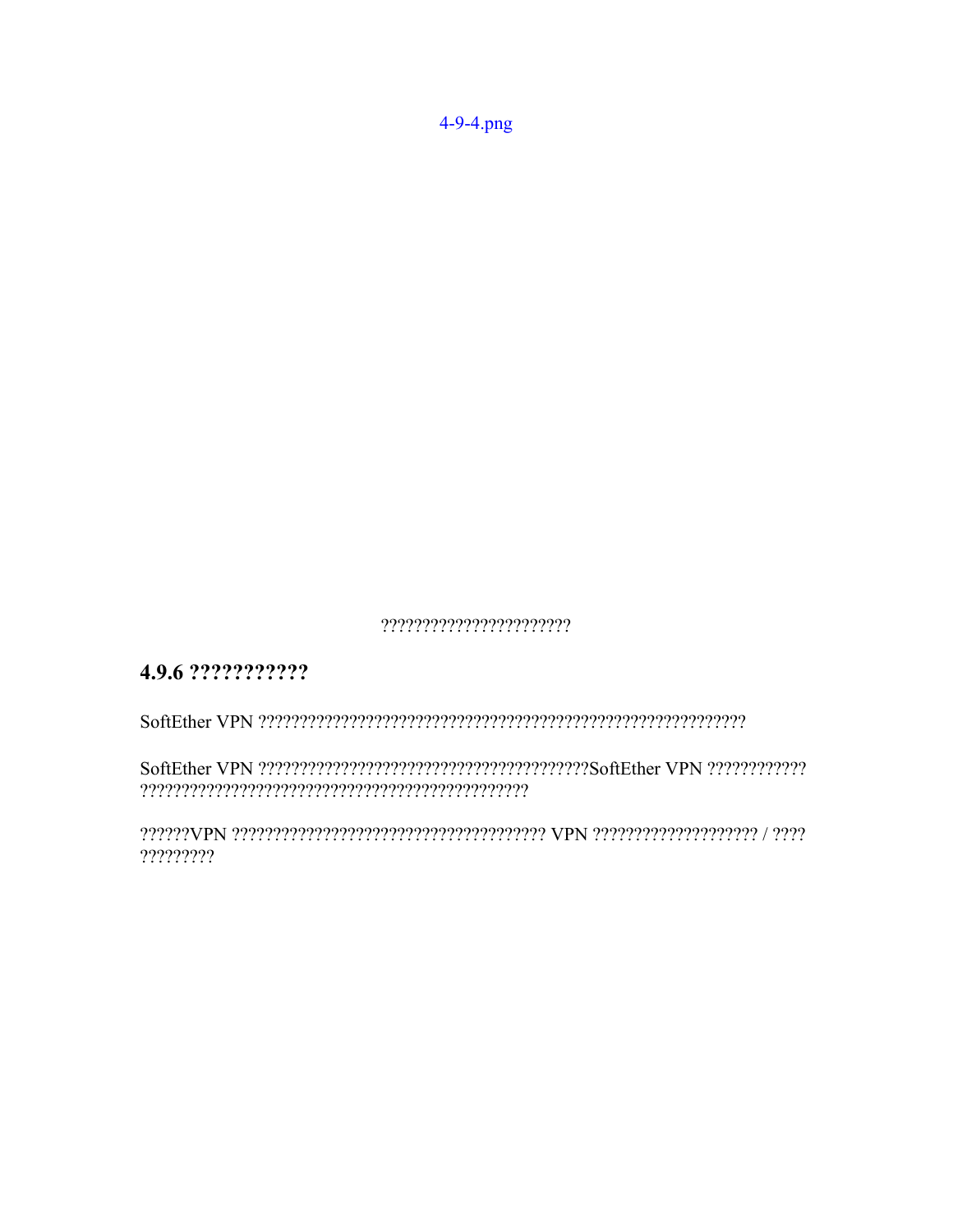4-9-4.png

??????????????????????

### 4.9.6 ??????????

SoftEther VPN ?????????????????????????????????????????????????????????

SoftEther VPN ????????????????????????????????????????SoftEther VPN ???????????? ?????????????????????????????????????????????

??????VPN ????????????????????????????????????? VPN ??????????????????? / ???? ?????????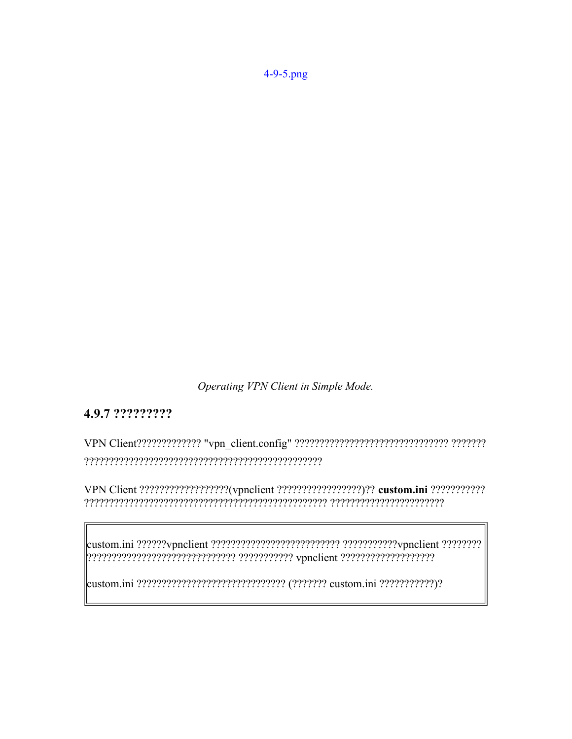4-9-5.png

*Operating VPN Client in Simple Mode.*

### 4.9.7 ?????????

VPN Client????????????? "vpn_client.config" ?????????????????????????????? ??????? ?????????????????????????????????????????????????

VPN Client ??????????????????(vpnclient ?????????????????)?? **custom.ini** ??????????? ?????????????????????????????????????????????????? ???????????????????????

|  |
|---|
| custom.ini ??????vpnclient ?????????????????????????? ???????????vpnclient ???????? ?????????????????????????????? ??????????? vpnclient ??????????????????? <br><br> custom.ini ????????????????????????????? (??????? custom.ini ???????????)? |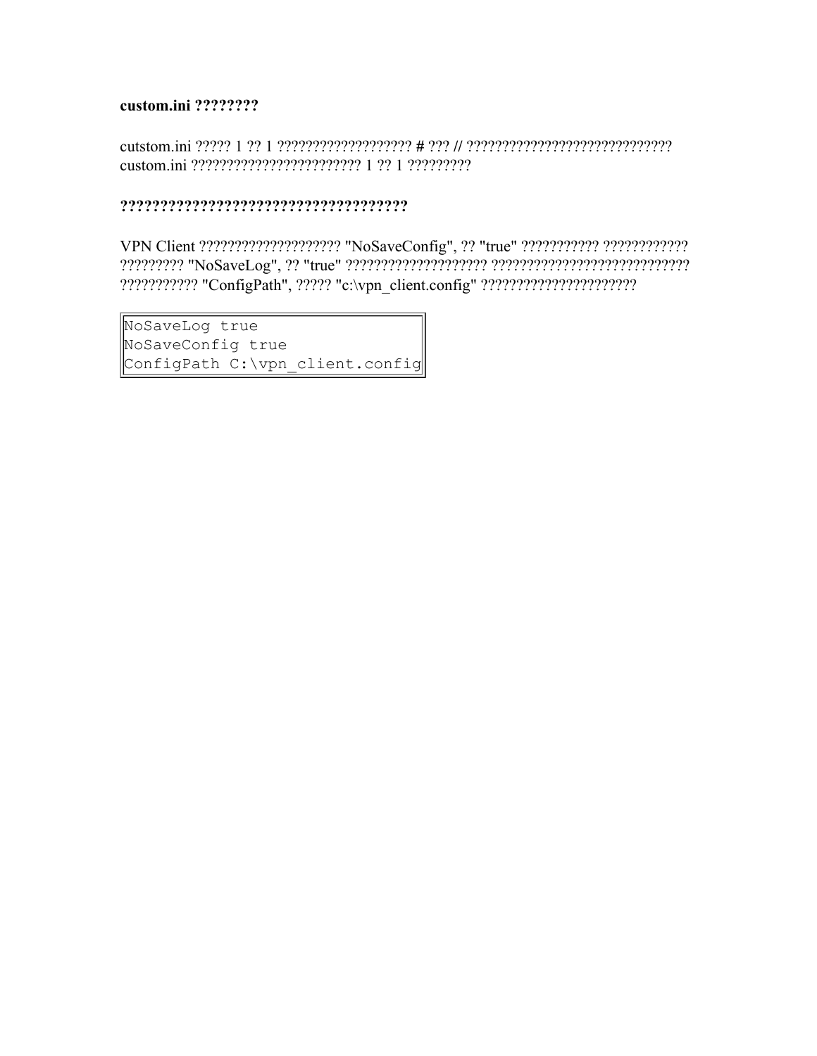**custom.ini ????????**

cutstom.ini ????? 1 ?? 1 ??????????????????? # ??? // ?????????????????????????????
custom.ini ???????????????????????? 1 ?? 1 ?????????

**????????????????????????????????????**

VPN Client ???????????????????? "NoSaveConfig", ?? "true" ??????????? ????????????
????????? "NoSaveLog", ?? "true" ???????????????????? ????????????????????????????
??????????? "ConfigPath", ????? "c:\vpn_client.config" ??????????????????????

```
NoSaveLog true
NoSaveConfig true
ConfigPath C:\vpn_client.config
```